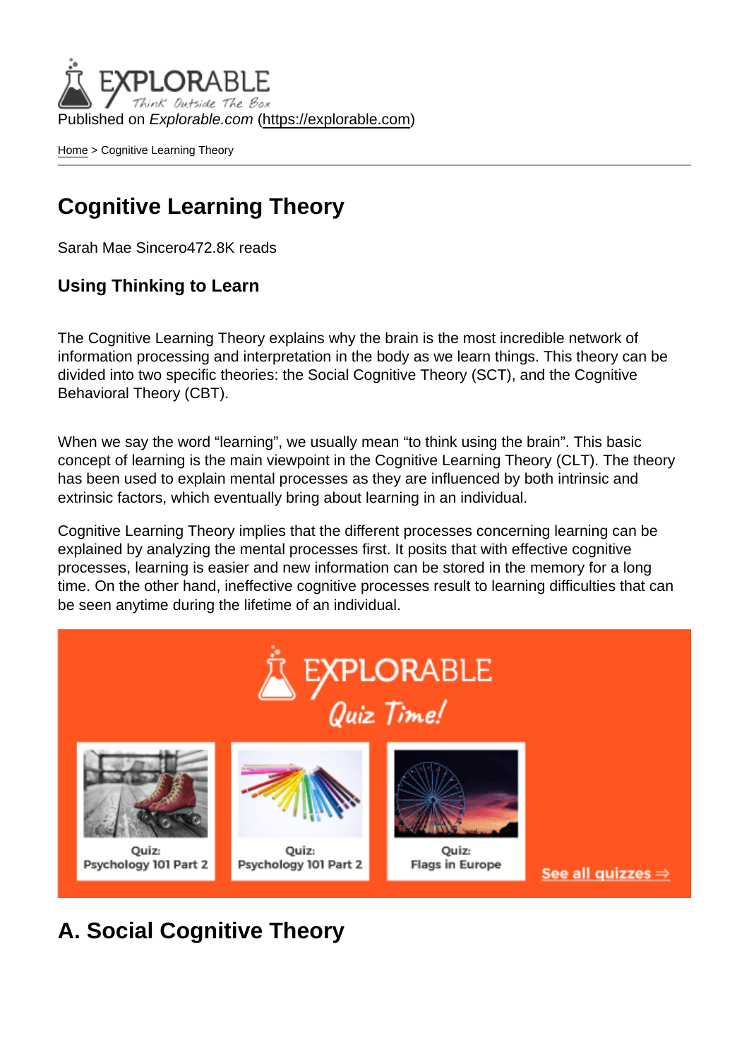Published on *Explorable.com* (https://explorable.com)

Home > Cognitive Learning Theory

# Cognitive Learning Theory

Sarah Mae Sincero472.8K reads

### Using Thinking to Learn

The Cognitive Learning Theory explains why the brain is the most incredible network of information processing and interpretation in the body as we learn things. This theory can be divided into two specific theories: the Social Cognitive Theory (SCT), and the Cognitive Behavioral Theory (CBT).

When we say the word "learning", we usually mean "to think using the brain". This basic concept of learning is the main viewpoint in the Cognitive Learning Theory (CLT). The theory has been used to explain mental processes as they are influenced by both intrinsic and extrinsic factors, which eventually bring about learning in an individual.

Cognitive Learning Theory implies that the different processes concerning learning can be explained by analyzing the mental processes first. It posits that with effective cognitive processes, learning is easier and new information can be stored in the memory for a long time. On the other hand, ineffective cognitive processes result to learning difficulties that can be seen anytime during the lifetime of an individual.

## A. Social Cognitive Theory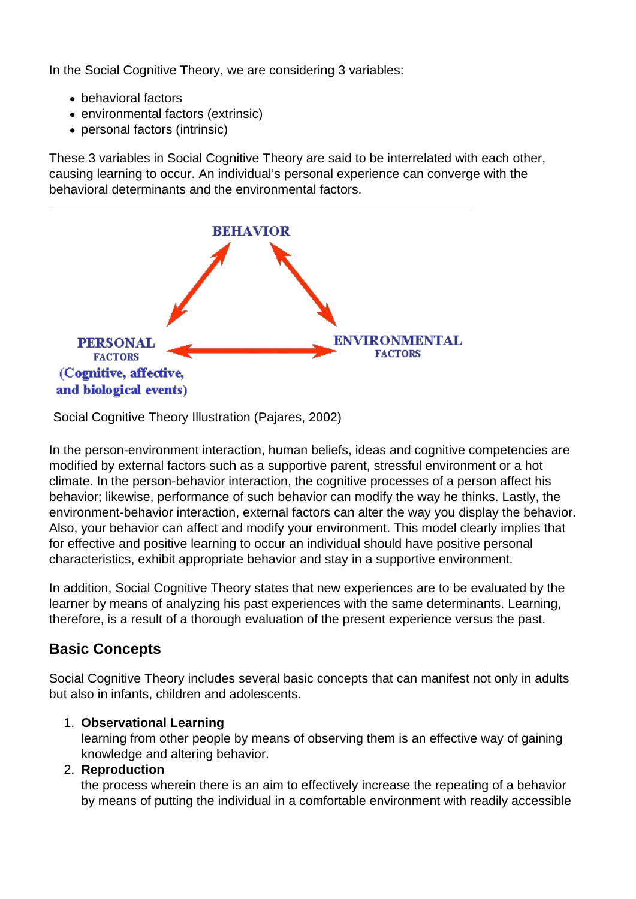In the Social Cognitive Theory, we are considering 3 variables:

- behavioral factors
- environmental factors (extrinsic)
- personal factors (intrinsic)

These 3 variables in Social Cognitive Theory are said to be interrelated with each other, causing learning to occur. An individual's personal experience can converge with the behavioral determinants and the environmental factors.

BEHAVIOR

PERSONAL FACTORS (Cognitive, affective, and biological events)

ENVIRONMENTAL FACTORS

Social Cognitive Theory Illustration (Pajares, 2002)

In the person-environment interaction, human beliefs, ideas and cognitive competencies are modified by external factors such as a supportive parent, stressful environment or a hot climate. In the person-behavior interaction, the cognitive processes of a person affect his behavior; likewise, performance of such behavior can modify the way he thinks. Lastly, the environment-behavior interaction, external factors can alter the way you display the behavior. Also, your behavior can affect and modify your environment. This model clearly implies that for effective and positive learning to occur an individual should have positive personal characteristics, exhibit appropriate behavior and stay in a supportive environment.

In addition, Social Cognitive Theory states that new experiences are to be evaluated by the learner by means of analyzing his past experiences with the same determinants. Learning, therefore, is a result of a thorough evaluation of the present experience versus the past.

## Basic Concepts

Social Cognitive Theory includes several basic concepts that can manifest not only in adults but also in infants, children and adolescents.

1. **Observational Learning**
   learning from other people by means of observing them is an effective way of gaining knowledge and altering behavior.
2. **Reproduction**
   the process wherein there is an aim to effectively increase the repeating of a behavior by means of putting the individual in a comfortable environment with readily accessible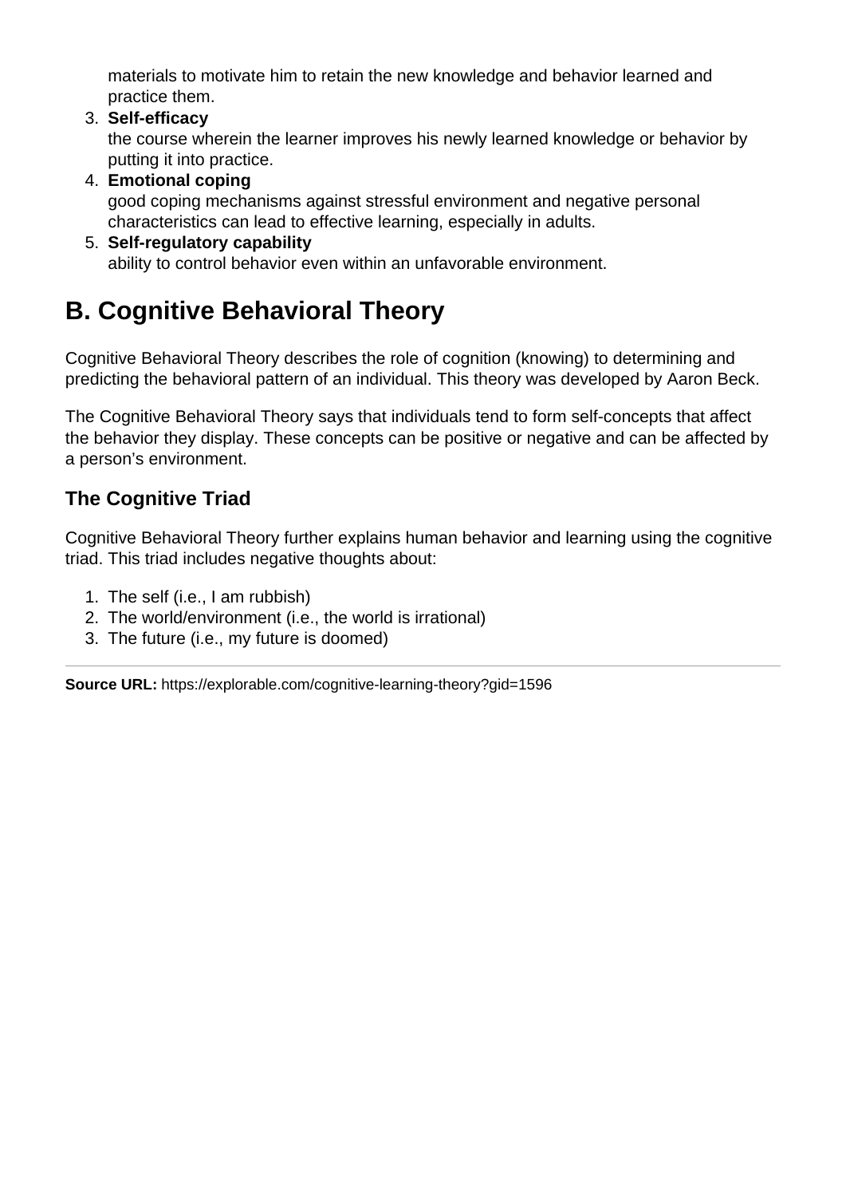materials to motivate him to retain the new knowledge and behavior learned and practice them.

3. **Self-efficacy**
   the course wherein the learner improves his newly learned knowledge or behavior by putting it into practice.
4. **Emotional coping**
   good coping mechanisms against stressful environment and negative personal characteristics can lead to effective learning, especially in adults.
5. **Self-regulatory capability**
   ability to control behavior even within an unfavorable environment.

## B. Cognitive Behavioral Theory

Cognitive Behavioral Theory describes the role of cognition (knowing) to determining and predicting the behavioral pattern of an individual. This theory was developed by Aaron Beck.

The Cognitive Behavioral Theory says that individuals tend to form self-concepts that affect the behavior they display. These concepts can be positive or negative and can be affected by a person's environment.

### The Cognitive Triad

Cognitive Behavioral Theory further explains human behavior and learning using the cognitive triad. This triad includes negative thoughts about:

1. The self (i.e., I am rubbish)
2. The world/environment (i.e., the world is irrational)
3. The future (i.e., my future is doomed)

---

**Source URL:** https://explorable.com/cognitive-learning-theory?gid=1596